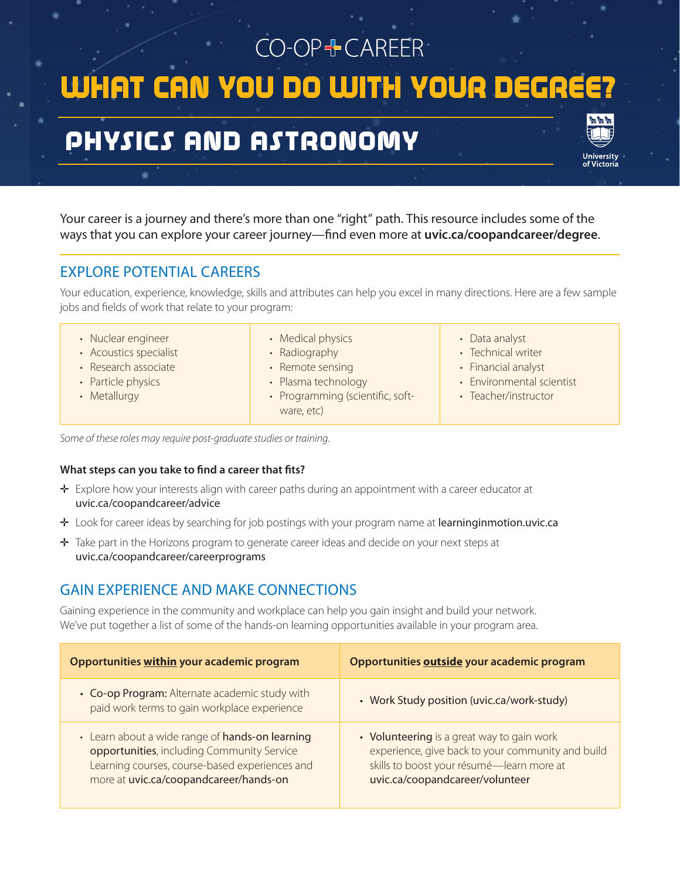CO-OP + CAREER

# WHAT CAN YOU DO WITH YOUR DEGREE?

## PHYSICS AND ASTRONOMY

University of Victoria

Your career is a journey and there's more than one "right" path. This resource includes some of the ways that you can explore your career journey—find even more at **uvic.ca/coopandcareer/degree**.

## EXPLORE POTENTIAL CAREERS

Your education, experience, knowledge, skills and attributes can help you excel in many directions. Here are a few sample jobs and fields of work that relate to your program:

- Nuclear engineer
- Acoustics specialist
- Research associate
- Particle physics
- Metallurgy
- Medical physics
- Radiography
- Remote sensing
- Plasma technology
- Programming (scientific, software, etc)
- Data analyst
- Technical writer
- Financial analyst
- Environmental scientist
- Teacher/instructor

*Some of these roles may require post-graduate studies or training.*

**What steps can you take to find a career that fits?**

- Explore how your interests align with career paths during an appointment with a career educator at uvic.ca/coopandcareer/advice
- Look for career ideas by searching for job postings with your program name at learninginmotion.uvic.ca
- Take part in the Horizons program to generate career ideas and decide on your next steps at uvic.ca/coopandcareer/careerprograms

## GAIN EXPERIENCE AND MAKE CONNECTIONS

Gaining experience in the community and workplace can help you gain insight and build your network. We've put together a list of some of the hands-on learning opportunities available in your program area.

| Opportunities within your academic program | Opportunities outside your academic program |
|---|---|
| • **Co-op Program:** Alternate academic study with paid work terms to gain workplace experience | • Work Study position (uvic.ca/work-study) |
| • Learn about a wide range of **hands-on learning opportunities**, including Community Service Learning courses, course-based experiences and more at uvic.ca/coopandcareer/hands-on | • **Volunteering** is a great way to gain work experience, give back to your community and build skills to boost your résumé—learn more at uvic.ca/coopandcareer/volunteer |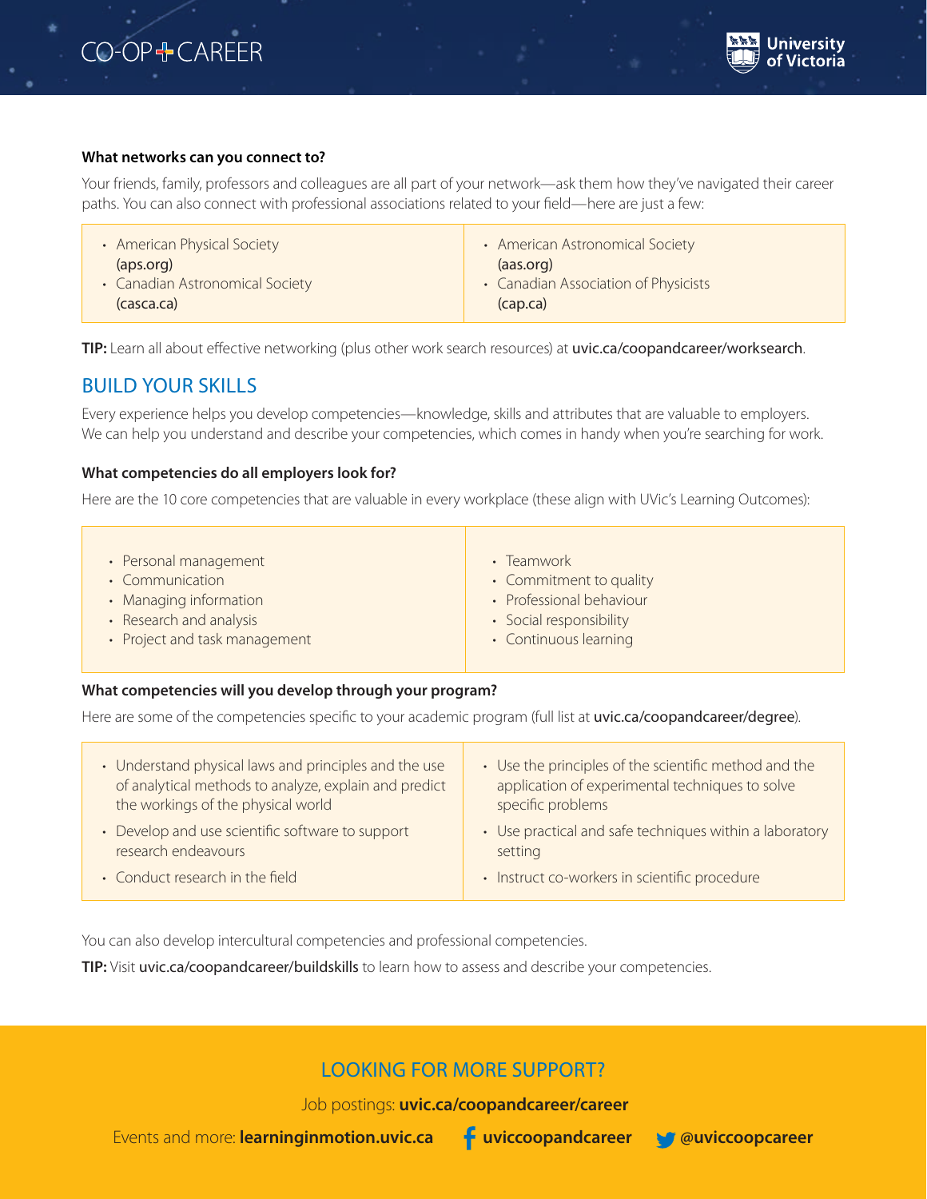### What networks can you connect to?

Your friends, family, professors and colleagues are all part of your network—ask them how they've navigated their career paths. You can also connect with professional associations related to your field—here are just a few:

- American Physical Society (aps.org)
- Canadian Astronomical Society (casca.ca)
- American Astronomical Society (aas.org)
- Canadian Association of Physicists (cap.ca)

**TIP:** Learn all about effective networking (plus other work search resources) at uvic.ca/coopandcareer/worksearch.

## BUILD YOUR SKILLS

Every experience helps you develop competencies—knowledge, skills and attributes that are valuable to employers. We can help you understand and describe your competencies, which comes in handy when you're searching for work.

### What competencies do all employers look for?

Here are the 10 core competencies that are valuable in every workplace (these align with UVic's Learning Outcomes):

- Personal management
- Communication
- Managing information
- Research and analysis
- Project and task management
- Teamwork
- Commitment to quality
- Professional behaviour
- Social responsibility
- Continuous learning

### What competencies will you develop through your program?

Here are some of the competencies specific to your academic program (full list at uvic.ca/coopandcareer/degree).

- Understand physical laws and principles and the use of analytical methods to analyze, explain and predict the workings of the physical world
- Develop and use scientific software to support research endeavours
- Conduct research in the field
- Use the principles of the scientific method and the application of experimental techniques to solve specific problems
- Use practical and safe techniques within a laboratory setting
- Instruct co-workers in scientific procedure

You can also develop intercultural competencies and professional competencies.

**TIP:** Visit uvic.ca/coopandcareer/buildskills to learn how to assess and describe your competencies.

## LOOKING FOR MORE SUPPORT?

Job postings: **uvic.ca/coopandcareer/career**

Events and more: **learninginmotion.uvic.ca** **uviccoopandcareer** **@uviccoopcareer**